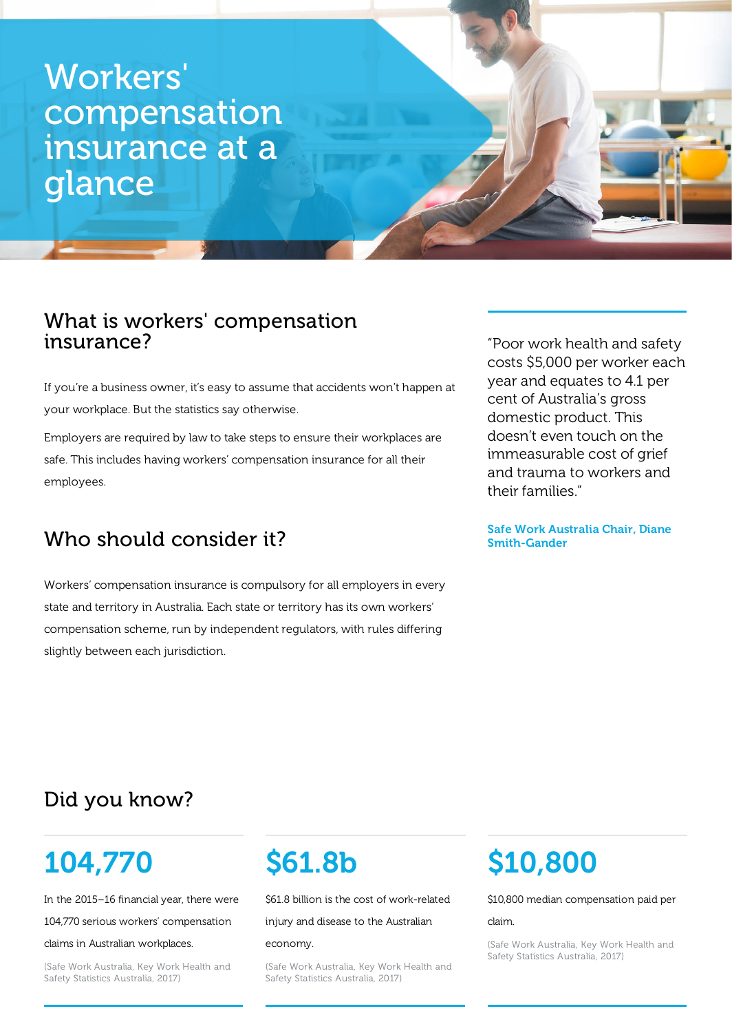# Workers' compensation insurance at a glance

## What is workers' compensation insurance?

If you're a business owner, it's easy to assume that accidents won't happen at your workplace. But the statistics say otherwise.

Employers are required by law to take steps to ensure their workplaces are safe. This includes having workers' compensation insurance for all their employees.

## Who should consider it?

Workers' compensation insurance is compulsory for all employers in every state and territory in Australia. Each state or territory has its own workers' compensation scheme, run by independent regulators, with rules differing slightly between each jurisdiction.

"Poor work health and safety costs $5,000 per worker each year and equates to 4.1 per cent of Australia's gross domestic product. This doesn't even touch on the immeasurable cost of grief and trauma to workers and their families."

**Safe Work Australia Chair, Diane Smith-Gander**

## Did you know?

### 104,770

In the 2015–16 financial year, there were 104,770 serious workers' compensation claims in Australian workplaces.

(Safe Work Australia, Key Work Health and Safety Statistics Australia, 2017)

### $61.8b

$61.8 billion is the cost of work-related injury and disease to the Australian economy.

(Safe Work Australia, Key Work Health and Safety Statistics Australia, 2017)

### $10,800

$10,800 median compensation paid per claim.

(Safe Work Australia, Key Work Health and Safety Statistics Australia, 2017)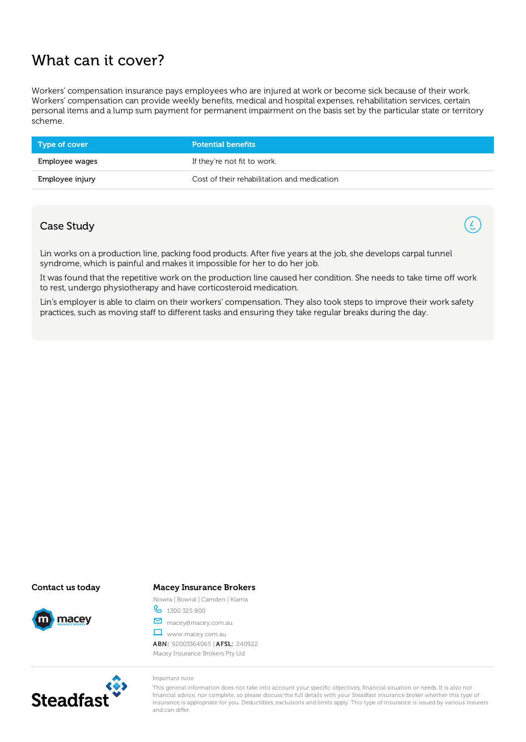# What can it cover?

Workers' compensation insurance pays employees who are injured at work or become sick because of their work. Workers' compensation can provide weekly benefits, medical and hospital expenses, rehabilitation services, certain personal items and a lump sum payment for permanent impairment on the basis set by the particular state or territory scheme.

| Type of cover | Potential benefits |
|---|---|
| Employee wages | If they're not fit to work. |
| Employee injury | Cost of their rehabilitation and medication |

## Case Study

Lin works on a production line, packing food products. After five years at the job, she develops carpal tunnel syndrome, which is painful and makes it impossible for her to do her job.

It was found that the repetitive work on the production line caused her condition. She needs to take time off work to rest, undergo physiotherapy and have corticosteroid medication.

Lin's employer is able to claim on their workers' compensation. They also took steps to improve their work safety practices, such as moving staff to different tasks and ensuring they take regular breaks during the day.

**Contact us today**

**Macey Insurance Brokers**

Nowra | Bowral | Camden | Kiama

1300 325 800

macey@macey.com.au

www.macey.com.au

**ABN:** 92003364065 | **AFSL:** 240922

Macey Insurance Brokers Pty Ltd

Important note

This general information does not take into account your specific objectives, financial situation or needs. It is also not financial advice, nor complete, so please discuss the full details with your Steadfast insurance broker whether this type of insurance is appropriate for you. Deductibles, exclusions and limits apply. This type of insurance is issued by various insurers and can differ.